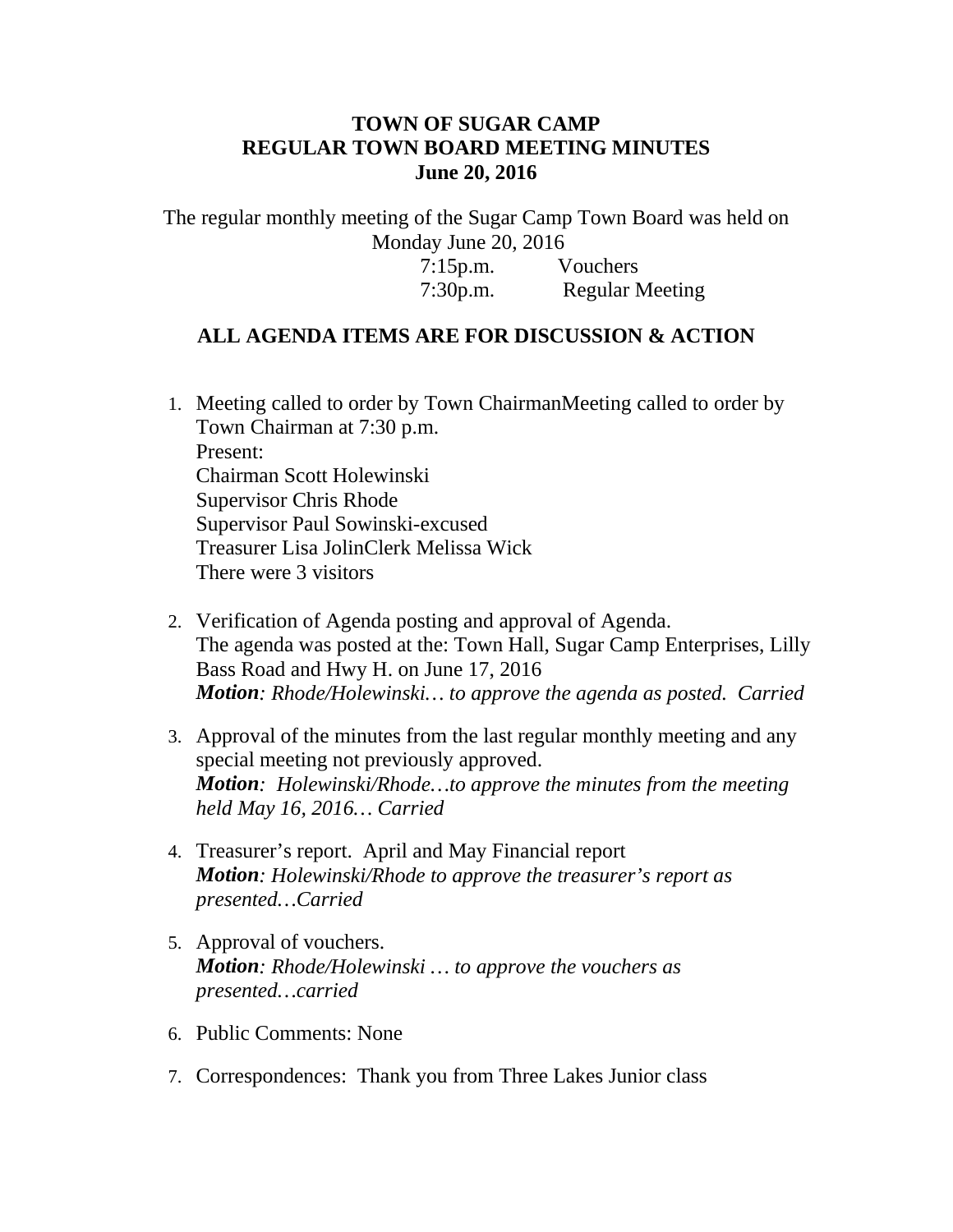**TOWN OF SUGAR CAMP**
**REGULAR TOWN BOARD MEETING MINUTES**
**June 20, 2016**

The regular monthly meeting of the Sugar Camp Town Board was held on Monday June 20, 2016

7:15p.m. Vouchers
7:30p.m. Regular Meeting

**ALL AGENDA ITEMS ARE FOR DISCUSSION & ACTION**

1. Meeting called to order by Town ChairmanMeeting called to order by Town Chairman at 7:30 p.m.
   Present:
   Chairman Scott Holewinski
   Supervisor Chris Rhode
   Supervisor Paul Sowinski-excused
   Treasurer Lisa JolinClerk Melissa Wick
   There were 3 visitors

2. Verification of Agenda posting and approval of Agenda.
   The agenda was posted at the: Town Hall, Sugar Camp Enterprises, Lilly Bass Road and Hwy H. on June 17, 2016
   ***Motion****: Rhode/Holewinski… to approve the agenda as posted. Carried*

3. Approval of the minutes from the last regular monthly meeting and any special meeting not previously approved.
   ***Motion****: Holewinski/Rhode…to approve the minutes from the meeting held May 16, 2016… Carried*

4. Treasurer's report. April and May Financial report
   ***Motion****: Holewinski/Rhode to approve the treasurer's report as presented…Carried*

5. Approval of vouchers.
   ***Motion****: Rhode/Holewinski … to approve the vouchers as presented…carried*

6. Public Comments: None

7. Correspondences: Thank you from Three Lakes Junior class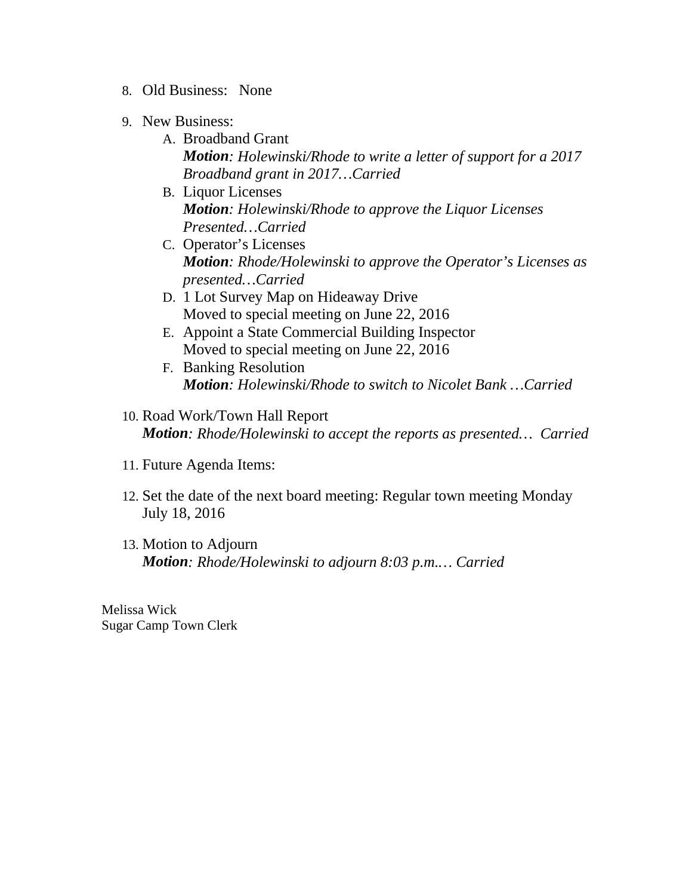8. Old Business: None

9. New Business:
   A. Broadband Grant
      ***Motion**: Holewinski/Rhode to write a letter of support for a 2017 Broadband grant in 2017…Carried*
   B. Liquor Licenses
      ***Motion**: Holewinski/Rhode to approve the Liquor Licenses Presented…Carried*
   C. Operator's Licenses
      ***Motion**: Rhode/Holewinski to approve the Operator's Licenses as presented…Carried*
   D. 1 Lot Survey Map on Hideaway Drive
      Moved to special meeting on June 22, 2016
   E. Appoint a State Commercial Building Inspector
      Moved to special meeting on June 22, 2016
   F. Banking Resolution
      ***Motion**: Holewinski/Rhode to switch to Nicolet Bank …Carried*

10. Road Work/Town Hall Report
    ***Motion**: Rhode/Holewinski to accept the reports as presented… Carried*

11. Future Agenda Items:

12. Set the date of the next board meeting: Regular town meeting Monday July 18, 2016

13. Motion to Adjourn
    ***Motion**: Rhode/Holewinski to adjourn 8:03 p.m.… Carried*

Melissa Wick
Sugar Camp Town Clerk